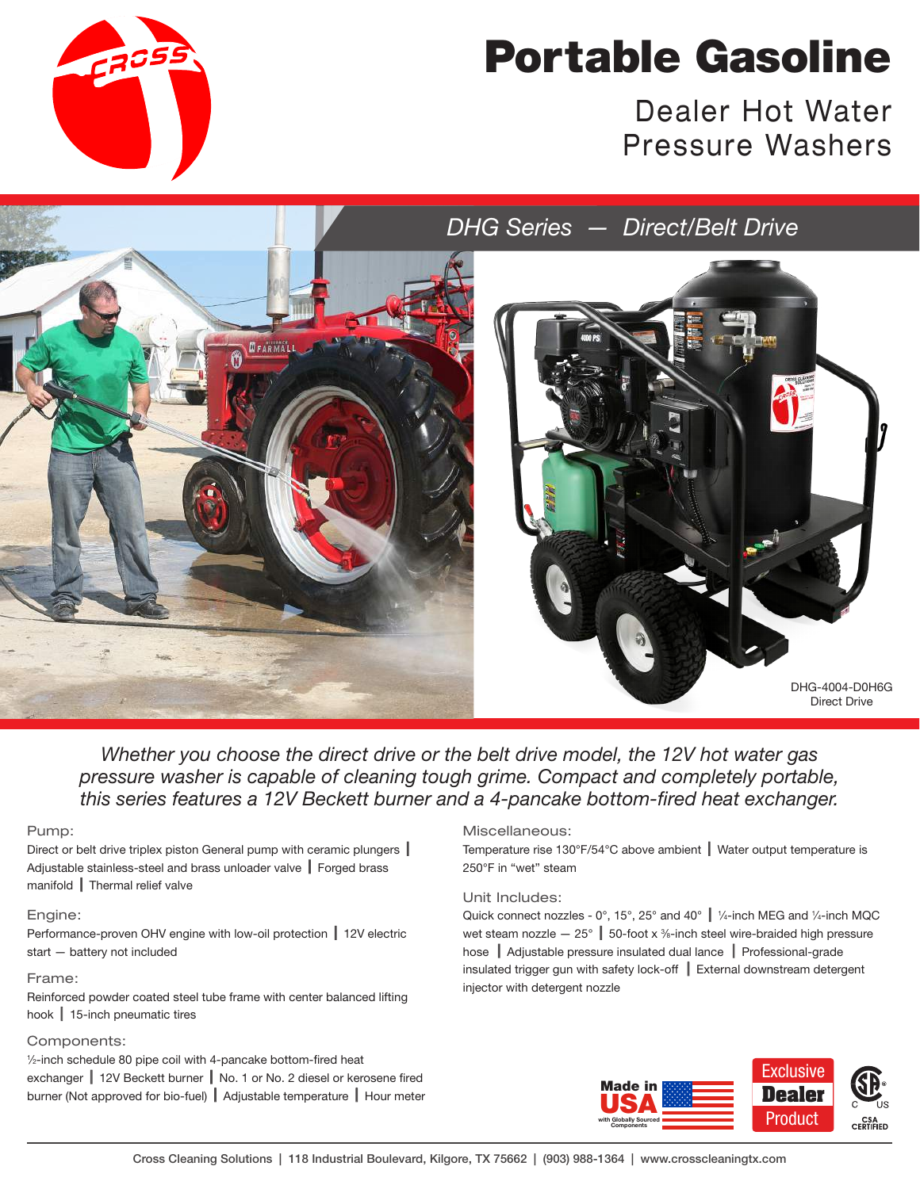# Portable Gasoline

## Dealer Hot Water Pressure Washers

### *DHG Series — Direct/Belt Drive*

DHG-4004-D0H6G
Direct Drive

*Whether you choose the direct drive or the belt drive model, the 12V hot water gas pressure washer is capable of cleaning tough grime. Compact and completely portable, this series features a 12V Beckett burner and a 4-pancake bottom-fired heat exchanger.*

#### Pump:

Direct or belt drive triplex piston General pump with ceramic plungers | Adjustable stainless-steel and brass unloader valve | Forged brass manifold | Thermal relief valve

#### Engine:

Performance-proven OHV engine with low-oil protection | 12V electric start — battery not included

#### Frame:

Reinforced powder coated steel tube frame with center balanced lifting hook | 15-inch pneumatic tires

#### Components:

½-inch schedule 80 pipe coil with 4-pancake bottom-fired heat exchanger | 12V Beckett burner | No. 1 or No. 2 diesel or kerosene fired burner (Not approved for bio-fuel) | Adjustable temperature | Hour meter

#### Miscellaneous:

Temperature rise 130°F/54°C above ambient | Water output temperature is 250°F in "wet" steam

#### Unit Includes:

Quick connect nozzles - 0°, 15°, 25° and 40° | ¼-inch MEG and ¼-inch MQC wet steam nozzle — 25° | 50-foot x ⅜-inch steel wire-braided high pressure hose | Adjustable pressure insulated dual lance | Professional-grade insulated trigger gun with safety lock-off | External downstream detergent injector with detergent nozzle

Made in USA with Globally Sourced Components

Exclusive Dealer Product

CSA CERTIFIED

Cross Cleaning Solutions | 118 Industrial Boulevard, Kilgore, TX 75662 | (903) 988-1364 | www.crosscleaningtx.com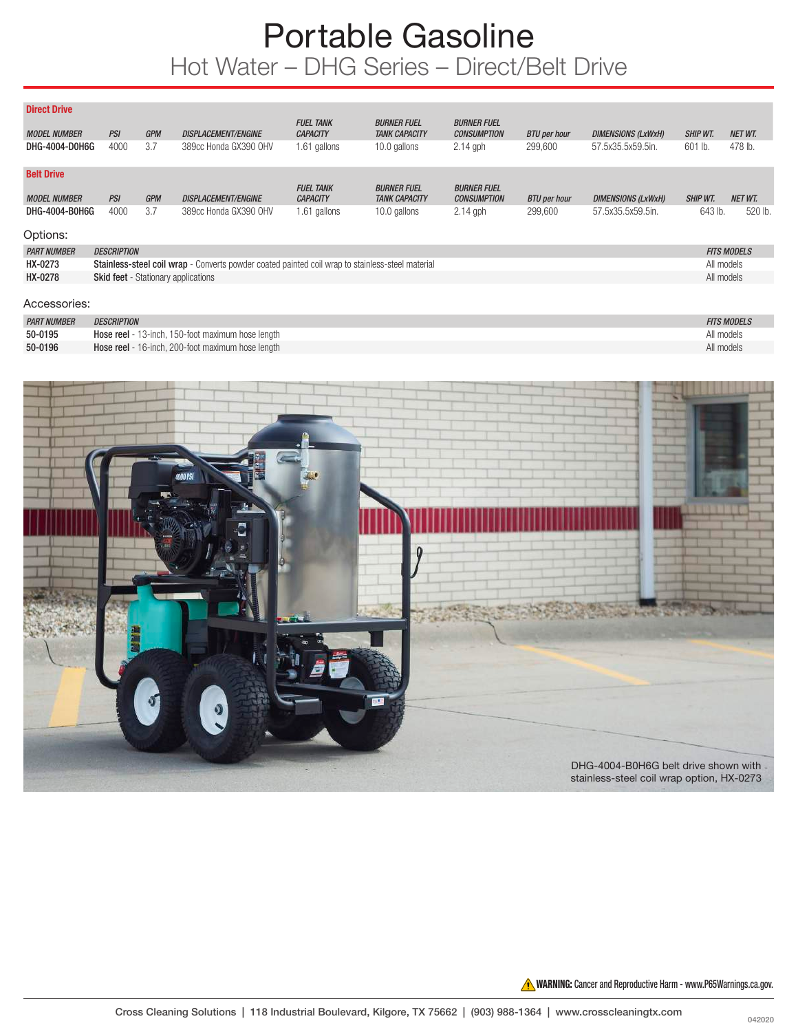# Portable Gasoline

## Hot Water – DHG Series – Direct/Belt Drive

**Direct Drive**

| MODEL NUMBER | PSI | GPM | DISPLACEMENT/ENGINE | FUEL TANK CAPACITY | BURNER FUEL TANK CAPACITY | BURNER FUEL CONSUMPTION | BTU per hour | DIMENSIONS (LxWxH) | SHIP WT. | NET WT. |
|---|---|---|---|---|---|---|---|---|---|---|
| DHG-4004-D0H6G | 4000 | 3.7 | 389cc Honda GX390 OHV | 1.61 gallons | 10.0 gallons | 2.14 gph | 299,600 | 57.5x35.5x59.5in. | 601 lb. | 478 lb. |

**Belt Drive**

| MODEL NUMBER | PSI | GPM | DISPLACEMENT/ENGINE | FUEL TANK CAPACITY | BURNER FUEL TANK CAPACITY | BURNER FUEL CONSUMPTION | BTU per hour | DIMENSIONS (LxWxH) | SHIP WT. | NET WT. |
|---|---|---|---|---|---|---|---|---|---|---|
| DHG-4004-B0H6G | 4000 | 3.7 | 389cc Honda GX390 OHV | 1.61 gallons | 10.0 gallons | 2.14 gph | 299,600 | 57.5x35.5x59.5in. | 643 lb. | 520 lb. |

### Options:

| PART NUMBER | DESCRIPTION | FITS MODELS |
|---|---|---|
| HX-0273 | **Stainless-steel coil wrap** - Converts powder coated painted coil wrap to stainless-steel material | All models |
| HX-0278 | **Skid feet** - Stationary applications | All models |

### Accessories:

| PART NUMBER | DESCRIPTION | FITS MODELS |
|---|---|---|
| 50-0195 | **Hose reel** - 13-inch, 150-foot maximum hose length | All models |
| 50-0196 | **Hose reel** - 16-inch, 200-foot maximum hose length | All models |

DHG-4004-B0H6G belt drive shown with stainless-steel coil wrap option, HX-0273

⚠ **WARNING:** Cancer and Reproductive Harm - www.P65Warnings.ca.gov.

Cross Cleaning Solutions | 118 Industrial Boulevard, Kilgore, TX 75662 | (903) 988-1364 | www.crosscleaningtx.com

042020